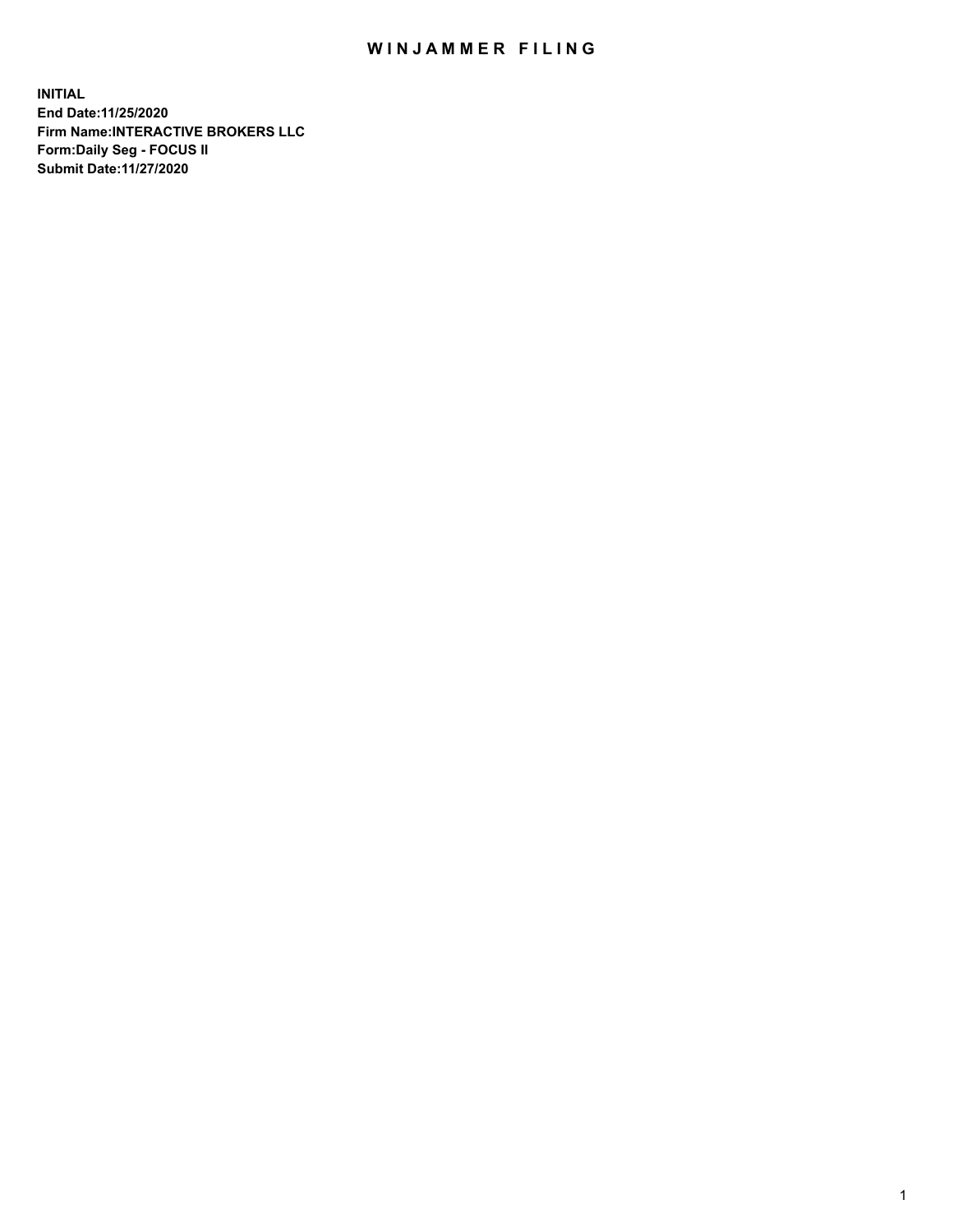# WINJAMMER FILING

**INITIAL**
**End Date:11/25/2020**
**Firm Name:INTERACTIVE BROKERS LLC**
**Form:Daily Seg - FOCUS II**
**Submit Date:11/27/2020**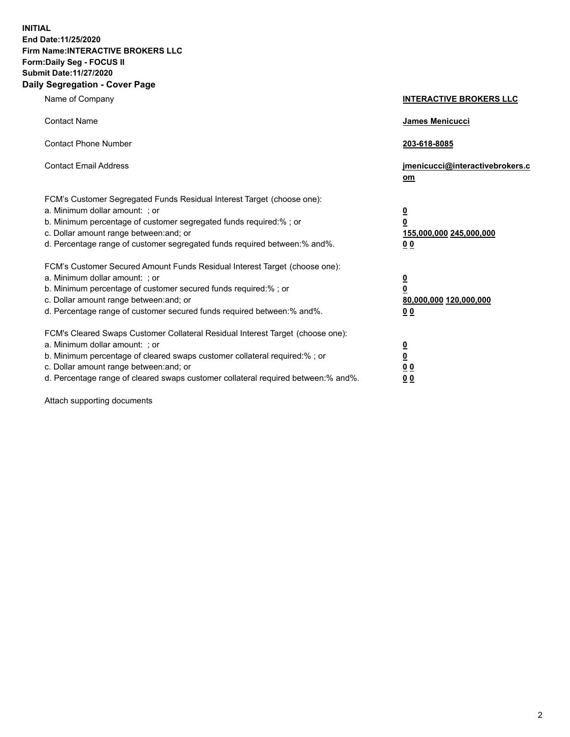**INITIAL**
**End Date:11/25/2020**
**Firm Name:INTERACTIVE BROKERS LLC**
**Form:Daily Seg - FOCUS II**
**Submit Date:11/27/2020**

## Daily Segregation - Cover Page

| | |
|---|---|
| Name of Company | **INTERACTIVE BROKERS LLC** |
| Contact Name | **James Menicucci** |
| Contact Phone Number | **203-618-8085** |
| Contact Email Address | **jmenicucci@interactivebrokers.com** |

FCM's Customer Segregated Funds Residual Interest Target (choose one):

| | |
|---|---|
| a. Minimum dollar amount: ; or | **0** |
| b. Minimum percentage of customer segregated funds required:% ; or | **0** |
| c. Dollar amount range between:and; or | **155,000,000 245,000,000** |
| d. Percentage range of customer segregated funds required between:% and%. | **0 0** |

FCM's Customer Secured Amount Funds Residual Interest Target (choose one):

| | |
|---|---|
| a. Minimum dollar amount: ; or | **0** |
| b. Minimum percentage of customer secured funds required:% ; or | **0** |
| c. Dollar amount range between:and; or | **80,000,000 120,000,000** |
| d. Percentage range of customer secured funds required between:% and%. | **0 0** |

FCM's Cleared Swaps Customer Collateral Residual Interest Target (choose one):

| | |
|---|---|
| a. Minimum dollar amount: ; or | **0** |
| b. Minimum percentage of cleared swaps customer collateral required:% ; or | **0** |
| c. Dollar amount range between:and; or | **0 0** |
| d. Percentage range of cleared swaps customer collateral required between:% and%. | **0 0** |

Attach supporting documents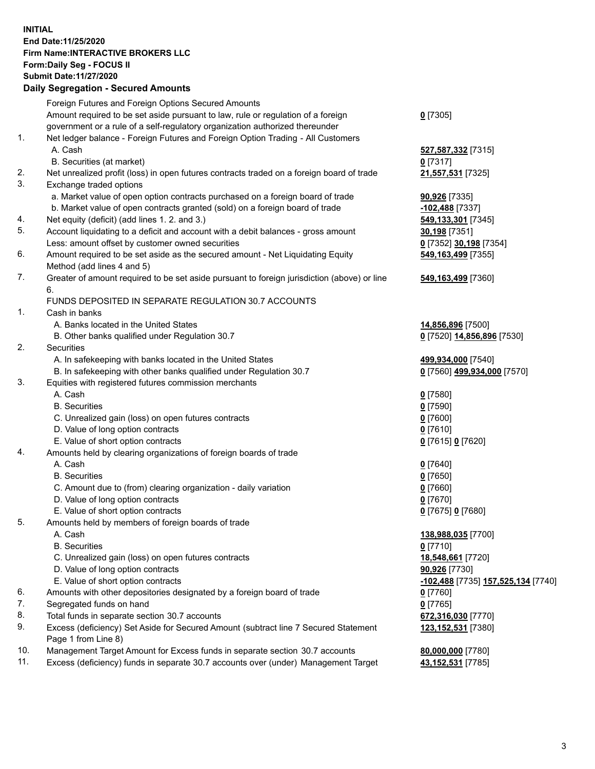**INITIAL**
**End Date:11/25/2020**
**Firm Name:INTERACTIVE BROKERS LLC**
**Form:Daily Seg - FOCUS II**
**Submit Date:11/27/2020**

## Daily Segregation - Secured Amounts

| | | |
|---|---|---|
| | Foreign Futures and Foreign Options Secured Amounts | |
| | Amount required to be set aside pursuant to law, rule or regulation of a foreign government or a rule of a self-regulatory organization authorized thereunder | **0** [7305] |
| 1. | Net ledger balance - Foreign Futures and Foreign Option Trading - All Customers | |
| | A. Cash | **527,587,332** [7315] |
| | B. Securities (at market) | **0** [7317] |
| 2. | Net unrealized profit (loss) in open futures contracts traded on a foreign board of trade | **21,557,531** [7325] |
| 3. | Exchange traded options | |
| | a. Market value of open option contracts purchased on a foreign board of trade | **90,926** [7335] |
| | b. Market value of open contracts granted (sold) on a foreign board of trade | **-102,488** [7337] |
| 4. | Net equity (deficit) (add lines 1. 2. and 3.) | **549,133,301** [7345] |
| 5. | Account liquidating to a deficit and account with a debit balances - gross amount | **30,198** [7351] |
| | Less: amount offset by customer owned securities | **0** [7352] **30,198** [7354] |
| 6. | Amount required to be set aside as the secured amount - Net Liquidating Equity Method (add lines 4 and 5) | **549,163,499** [7355] |
| 7. | Greater of amount required to be set aside pursuant to foreign jurisdiction (above) or line 6. | **549,163,499** [7360] |
| | FUNDS DEPOSITED IN SEPARATE REGULATION 30.7 ACCOUNTS | |
| 1. | Cash in banks | |
| | A. Banks located in the United States | **14,856,896** [7500] |
| | B. Other banks qualified under Regulation 30.7 | **0** [7520] **14,856,896** [7530] |
| 2. | Securities | |
| | A. In safekeeping with banks located in the United States | **499,934,000** [7540] |
| | B. In safekeeping with other banks qualified under Regulation 30.7 | **0** [7560] **499,934,000** [7570] |
| 3. | Equities with registered futures commission merchants | |
| | A. Cash | **0** [7580] |
| | B. Securities | **0** [7590] |
| | C. Unrealized gain (loss) on open futures contracts | **0** [7600] |
| | D. Value of long option contracts | **0** [7610] |
| | E. Value of short option contracts | **0** [7615] **0** [7620] |
| 4. | Amounts held by clearing organizations of foreign boards of trade | |
| | A. Cash | **0** [7640] |
| | B. Securities | **0** [7650] |
| | C. Amount due to (from) clearing organization - daily variation | **0** [7660] |
| | D. Value of long option contracts | **0** [7670] |
| | E. Value of short option contracts | **0** [7675] **0** [7680] |
| 5. | Amounts held by members of foreign boards of trade | |
| | A. Cash | **138,988,035** [7700] |
| | B. Securities | **0** [7710] |
| | C. Unrealized gain (loss) on open futures contracts | **18,548,661** [7720] |
| | D. Value of long option contracts | **90,926** [7730] |
| | E. Value of short option contracts | **-102,488** [7735] **157,525,134** [7740] |
| 6. | Amounts with other depositories designated by a foreign board of trade | **0** [7760] |
| 7. | Segregated funds on hand | **0** [7765] |
| 8. | Total funds in separate section 30.7 accounts | **672,316,030** [7770] |
| 9. | Excess (deficiency) Set Aside for Secured Amount (subtract line 7 Secured Statement Page 1 from Line 8) | **123,152,531** [7380] |
| 10. | Management Target Amount for Excess funds in separate section 30.7 accounts | **80,000,000** [7780] |
| 11. | Excess (deficiency) funds in separate 30.7 accounts over (under) Management Target | **43,152,531** [7785] |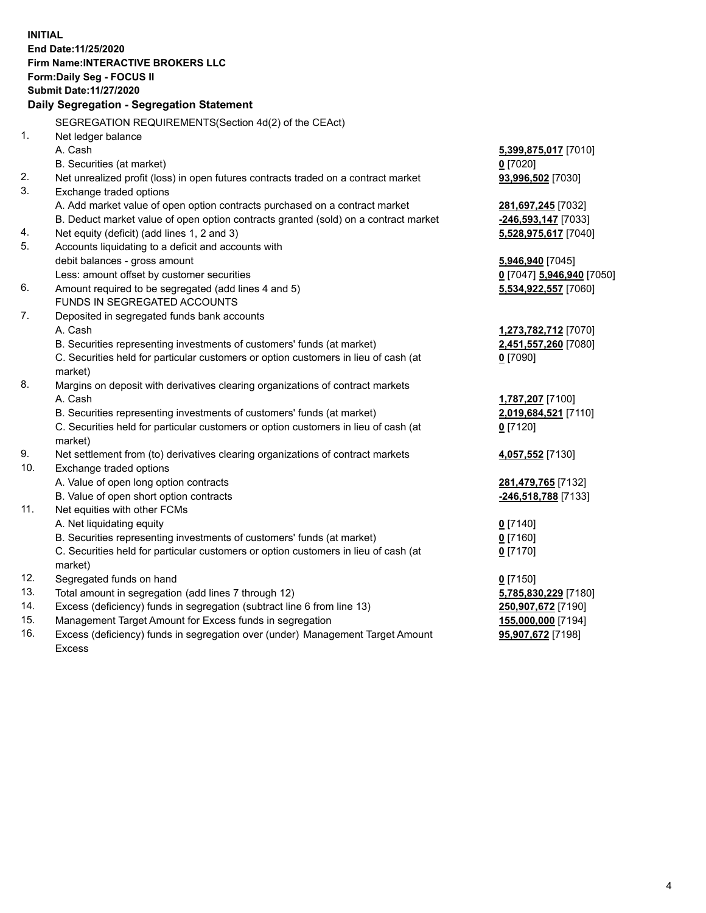**INITIAL**
**End Date:11/25/2020**
**Firm Name:INTERACTIVE BROKERS LLC**
**Form:Daily Seg - FOCUS II**
**Submit Date:11/27/2020**

### Daily Segregation - Segregation Statement

| | | |
|---|---|---|
| | SEGREGATION REQUIREMENTS(Section 4d(2) of the CEAct) | |
| 1. | Net ledger balance | |
| | A. Cash | **5,399,875,017** [7010] |
| | B. Securities (at market) | **0** [7020] |
| 2. | Net unrealized profit (loss) in open futures contracts traded on a contract market | **93,996,502** [7030] |
| 3. | Exchange traded options | |
| | A. Add market value of open option contracts purchased on a contract market | **281,697,245** [7032] |
| | B. Deduct market value of open option contracts granted (sold) on a contract market | **-246,593,147** [7033] |
| 4. | Net equity (deficit) (add lines 1, 2 and 3) | **5,528,975,617** [7040] |
| 5. | Accounts liquidating to a deficit and accounts with | |
| | debit balances - gross amount | **5,946,940** [7045] |
| | Less: amount offset by customer securities | **0** [7047] **5,946,940** [7050] |
| 6. | Amount required to be segregated (add lines 4 and 5) | **5,534,922,557** [7060] |
| | FUNDS IN SEGREGATED ACCOUNTS | |
| 7. | Deposited in segregated funds bank accounts | |
| | A. Cash | **1,273,782,712** [7070] |
| | B. Securities representing investments of customers' funds (at market) | **2,451,557,260** [7080] |
| | C. Securities held for particular customers or option customers in lieu of cash (at market) | **0** [7090] |
| 8. | Margins on deposit with derivatives clearing organizations of contract markets | |
| | A. Cash | **1,787,207** [7100] |
| | B. Securities representing investments of customers' funds (at market) | **2,019,684,521** [7110] |
| | C. Securities held for particular customers or option customers in lieu of cash (at market) | **0** [7120] |
| 9. | Net settlement from (to) derivatives clearing organizations of contract markets | **4,057,552** [7130] |
| 10. | Exchange traded options | |
| | A. Value of open long option contracts | **281,479,765** [7132] |
| | B. Value of open short option contracts | **-246,518,788** [7133] |
| 11. | Net equities with other FCMs | |
| | A. Net liquidating equity | **0** [7140] |
| | B. Securities representing investments of customers' funds (at market) | **0** [7160] |
| | C. Securities held for particular customers or option customers in lieu of cash (at market) | **0** [7170] |
| 12. | Segregated funds on hand | **0** [7150] |
| 13. | Total amount in segregation (add lines 7 through 12) | **5,785,830,229** [7180] |
| 14. | Excess (deficiency) funds in segregation (subtract line 6 from line 13) | **250,907,672** [7190] |
| 15. | Management Target Amount for Excess funds in segregation | **155,000,000** [7194] |
| 16. | Excess (deficiency) funds in segregation over (under) Management Target Amount Excess | **95,907,672** [7198] |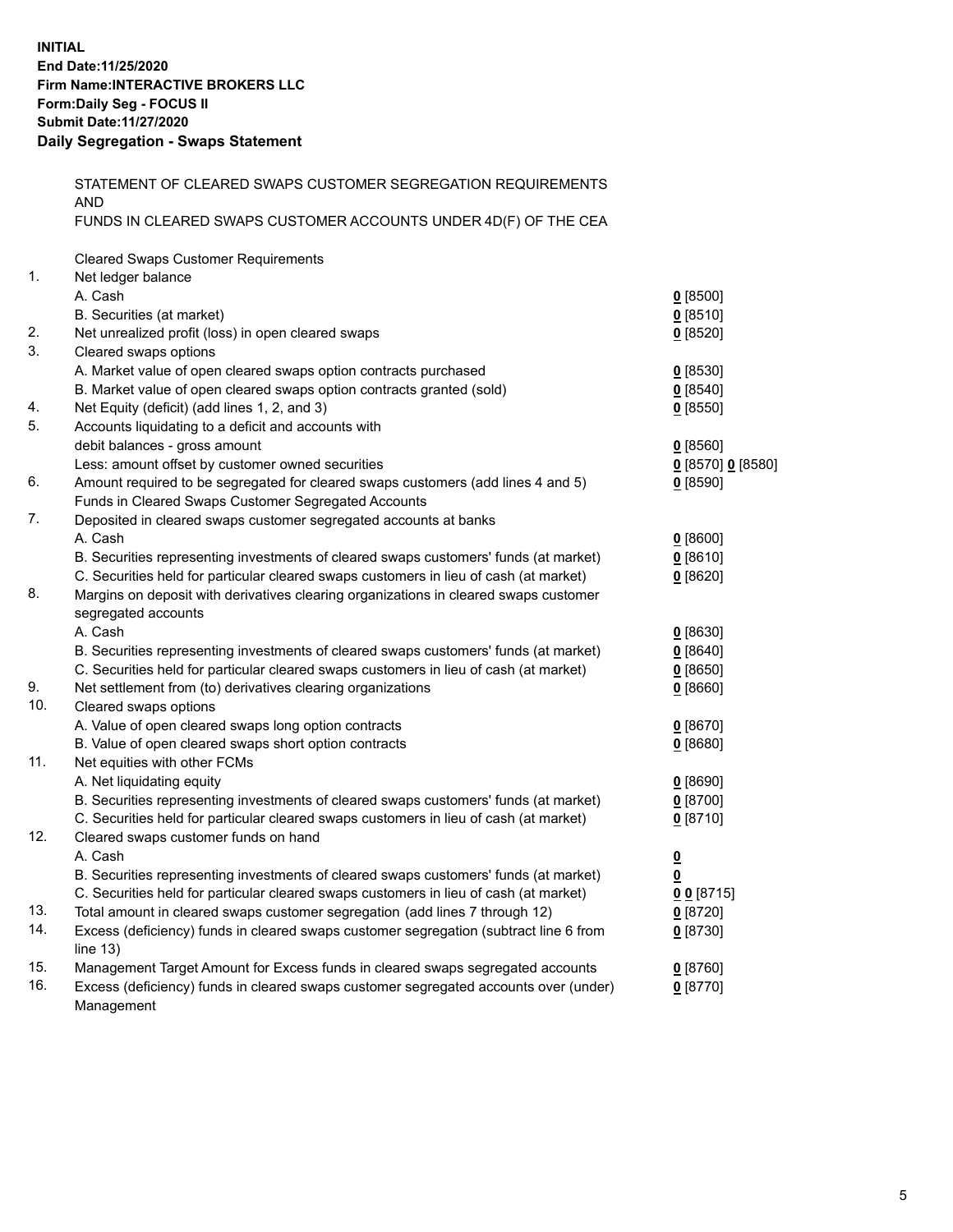**INITIAL**
**End Date:11/25/2020**
**Firm Name:INTERACTIVE BROKERS LLC**
**Form:Daily Seg - FOCUS II**
**Submit Date:11/27/2020**
**Daily Segregation - Swaps Statement**

STATEMENT OF CLEARED SWAPS CUSTOMER SEGREGATION REQUIREMENTS AND FUNDS IN CLEARED SWAPS CUSTOMER ACCOUNTS UNDER 4D(F) OF THE CEA

| | | |
|---|---|---|
| | Cleared Swaps Customer Requirements | |
| 1. | Net ledger balance | |
| | A. Cash | 0 [8500] |
| | B. Securities (at market) | 0 [8510] |
| 2. | Net unrealized profit (loss) in open cleared swaps | 0 [8520] |
| 3. | Cleared swaps options | |
| | A. Market value of open cleared swaps option contracts purchased | 0 [8530] |
| | B. Market value of open cleared swaps option contracts granted (sold) | 0 [8540] |
| 4. | Net Equity (deficit) (add lines 1, 2, and 3) | 0 [8550] |
| 5. | Accounts liquidating to a deficit and accounts with | |
| | debit balances - gross amount | 0 [8560] |
| | Less: amount offset by customer owned securities | 0 [8570] 0 [8580] |
| 6. | Amount required to be segregated for cleared swaps customers (add lines 4 and 5) | 0 [8590] |
| | Funds in Cleared Swaps Customer Segregated Accounts | |
| 7. | Deposited in cleared swaps customer segregated accounts at banks | |
| | A. Cash | 0 [8600] |
| | B. Securities representing investments of cleared swaps customers' funds (at market) | 0 [8610] |
| | C. Securities held for particular cleared swaps customers in lieu of cash (at market) | 0 [8620] |
| 8. | Margins on deposit with derivatives clearing organizations in cleared swaps customer segregated accounts | |
| | A. Cash | 0 [8630] |
| | B. Securities representing investments of cleared swaps customers' funds (at market) | 0 [8640] |
| | C. Securities held for particular cleared swaps customers in lieu of cash (at market) | 0 [8650] |
| 9. | Net settlement from (to) derivatives clearing organizations | 0 [8660] |
| 10. | Cleared swaps options | |
| | A. Value of open cleared swaps long option contracts | 0 [8670] |
| | B. Value of open cleared swaps short option contracts | 0 [8680] |
| 11. | Net equities with other FCMs | |
| | A. Net liquidating equity | 0 [8690] |
| | B. Securities representing investments of cleared swaps customers' funds (at market) | 0 [8700] |
| | C. Securities held for particular cleared swaps customers in lieu of cash (at market) | 0 [8710] |
| 12. | Cleared swaps customer funds on hand | |
| | A. Cash | 0 |
| | B. Securities representing investments of cleared swaps customers' funds (at market) | 0 |
| | C. Securities held for particular cleared swaps customers in lieu of cash (at market) | 0 0 [8715] |
| 13. | Total amount in cleared swaps customer segregation (add lines 7 through 12) | 0 [8720] |
| 14. | Excess (deficiency) funds in cleared swaps customer segregation (subtract line 6 from line 13) | 0 [8730] |
| 15. | Management Target Amount for Excess funds in cleared swaps segregated accounts | 0 [8760] |
| 16. | Excess (deficiency) funds in cleared swaps customer segregated accounts over (under) Management | 0 [8770] |